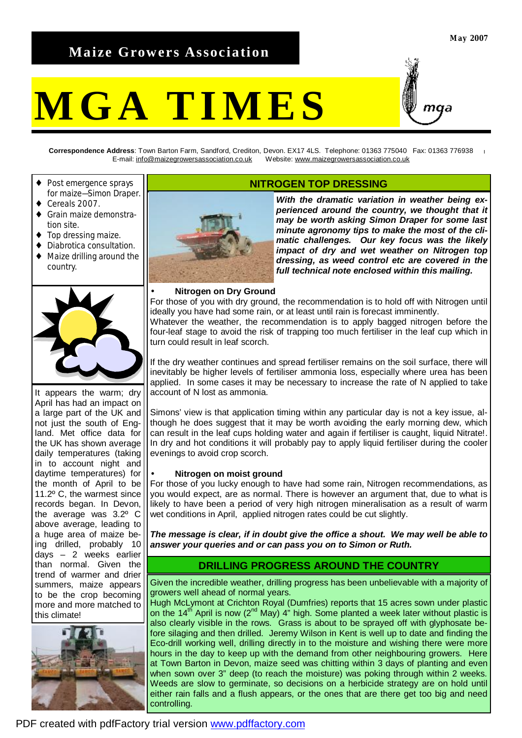# Maize Growers Association

May 2007

# MGA TIMES

**Correspondence Address**: Town Barton Farm, Sandford, Crediton, Devon. EX17 4LS. Telephone: 01363 775040 Fax: 01363 776938
E-mail: info@maizegrowersassociation.co.uk Website: www.maizegrowersassociation.co.uk

- Post emergence sprays for maize—Simon Draper.
- Cereals 2007.
- Grain maize demonstration site.
- Top dressing maize.
- Diabrotica consultation.
- Maize drilling around the country.

It appears the warm; dry April has had an impact on a large part of the UK and not just the south of England. Met office data for the UK has shown average daily temperatures (taking in to account night and daytime temperatures) for the month of April to be 11.2º C, the warmest since records began. In Devon, the average was 3.2º C above average, leading to a huge area of maize being drilled, probably 10 days – 2 weeks earlier than normal. Given the trend of warmer and drier summers, maize appears to be the crop becoming more and more matched to this climate!

## NITROGEN TOP DRESSING

***With the dramatic variation in weather being experienced around the country, we thought that it may be worth asking Simon Draper for some last minute agronomy tips to make the most of the climatic challenges. Our key focus was the likely impact of dry and wet weather on Nitrogen top dressing, as weed control etc are covered in the full technical note enclosed within this mailing.***

- **Nitrogen on Dry Ground**

For those of you with dry ground, the recommendation is to hold off with Nitrogen until ideally you have had some rain, or at least until rain is forecast imminently.
Whatever the weather, the recommendation is to apply bagged nitrogen before the four-leaf stage to avoid the risk of trapping too much fertiliser in the leaf cup which in turn could result in leaf scorch.

If the dry weather continues and spread fertiliser remains on the soil surface, there will inevitably be higher levels of fertiliser ammonia loss, especially where urea has been applied. In some cases it may be necessary to increase the rate of N applied to take account of N lost as ammonia.

Simons' view is that application timing within any particular day is not a key issue, although he does suggest that it may be worth avoiding the early morning dew, which can result in the leaf cups holding water and again if fertiliser is caught, liquid Nitrate!. In dry and hot conditions it will probably pay to apply liquid fertiliser during the cooler evenings to avoid crop scorch.

- **Nitrogen on moist ground**

For those of you lucky enough to have had some rain, Nitrogen recommendations, as you would expect, are as normal. There is however an argument that, due to what is likely to have been a period of very high nitrogen mineralisation as a result of warm wet conditions in April, applied nitrogen rates could be cut slightly.

***The message is clear, if in doubt give the office a shout. We may well be able to answer your queries and or can pass you on to Simon or Ruth.***

## DRILLING PROGRESS AROUND THE COUNTRY

Given the incredible weather, drilling progress has been unbelievable with a majority of growers well ahead of normal years.
Hugh McLymont at Crichton Royal (Dumfries) reports that 15 acres sown under plastic on the 14th April is now (2nd May) 4" high. Some planted a week later without plastic is also clearly visible in the rows. Grass is about to be sprayed off with glyphosate before silaging and then drilled. Jeremy Wilson in Kent is well up to date and finding the Eco-drill working well, drilling directly in to the moisture and wishing there were more hours in the day to keep up with the demand from other neighbouring growers. Here at Town Barton in Devon, maize seed was chitting within 3 days of planting and even when sown over 3" deep (to reach the moisture) was poking through within 2 weeks. Weeds are slow to germinate, so decisions on a herbicide strategy are on hold until either rain falls and a flush appears, or the ones that are there get too big and need controlling.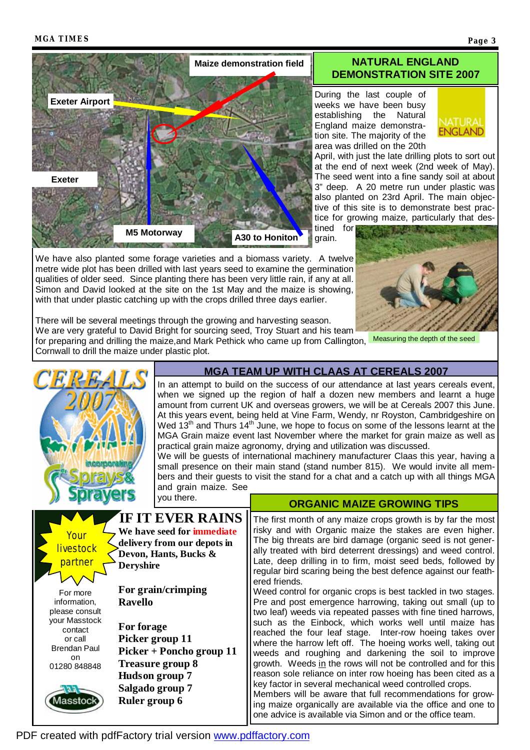Maize demonstration field

Exeter Airport

Exeter

M5 Motorway

A30 to Honiton

## NATURAL ENGLAND DEMONSTRATION SITE 2007

During the last couple of weeks we have been busy establishing the Natural England maize demonstration site. The majority of the area was drilled on the 20th April, with just the late drilling plots to sort out at the end of next week (2nd week of May). The seed went into a fine sandy soil at about 3" deep. A 20 metre run under plastic was also planted on 23rd April. The main objective of this site is to demonstrate best practice for growing maize, particularly that destined for grain.

We have also planted some forage varieties and a biomass variety. A twelve metre wide plot has been drilled with last years seed to examine the germination qualities of older seed. Since planting there has been very little rain, if any at all. Simon and David looked at the site on the 1st May and the maize is showing, with that under plastic catching up with the crops drilled three days earlier.

There will be several meetings through the growing and harvesting season. We are very grateful to David Bright for sourcing seed, Troy Stuart and his team for preparing and drilling the maize, and Mark Pethick who came up from Callington, Cornwall to drill the maize under plastic plot.

Measuring the depth of the seed

## MGA TEAM UP WITH CLAAS AT CEREALS 2007

In an attempt to build on the success of our attendance at last years cereals event, when we signed up the region of half a dozen new members and learnt a huge amount from current UK and overseas growers, we will be at Cereals 2007 this June. At this years event, being held at Vine Farm, Wendy, nr Royston, Cambridgeshire on Wed 13th and Thurs 14th June, we hope to focus on some of the lessons learnt at the MGA Grain maize event last November where the market for grain maize as well as practical grain maize agronomy, drying and utilization was discussed.
We will be guests of international machinery manufacturer Claas this year, having a small presence on their main stand (stand number 815). We would invite all members and their guests to visit the stand for a chat and a catch up with all things MGA and grain maize. See you there.

## ORGANIC MAIZE GROWING TIPS

The first month of any maize crops growth is by far the most risky and with Organic maize the stakes are even higher. The big threats are bird damage (organic seed is not generally treated with bird deterrent dressings) and weed control. Late, deep drilling in to firm, moist seed beds, followed by regular bird scaring being the best defence against our feathered friends.
Weed control for organic crops is best tackled in two stages. Pre and post emergence harrowing, taking out small (up to two leaf) weeds via repeated passes with fine tined harrows, such as the Einbock, which works well until maize has reached the four leaf stage. Inter-row hoeing takes over where the harrow left off. The hoeing works well, taking out weeds and roughing and darkening the soil to improve growth. Weeds in the rows will not be controlled and for this reason sole reliance on inter row hoeing has been cited as a key factor in several mechanical weed controlled crops.
Members will be aware that full recommendations for growing maize organically are available via the office and one to one advice is available via Simon and or the office team.

Your livestock partner

For more information, please consult your Masstock contact or call Brendan Paul on 01280 848848

Masstock

## IF IT EVER RAINS

**We have seed for immediate delivery from our depots in Devon, Hants, Bucks & Deryshire**

**For grain/crimping**
**Ravello**

**For forage**
**Picker group 11**
**Picker + Poncho group 11**
**Treasure group 8**
**Hudson group 7**
**Salgado group 7**
**Ruler group 6**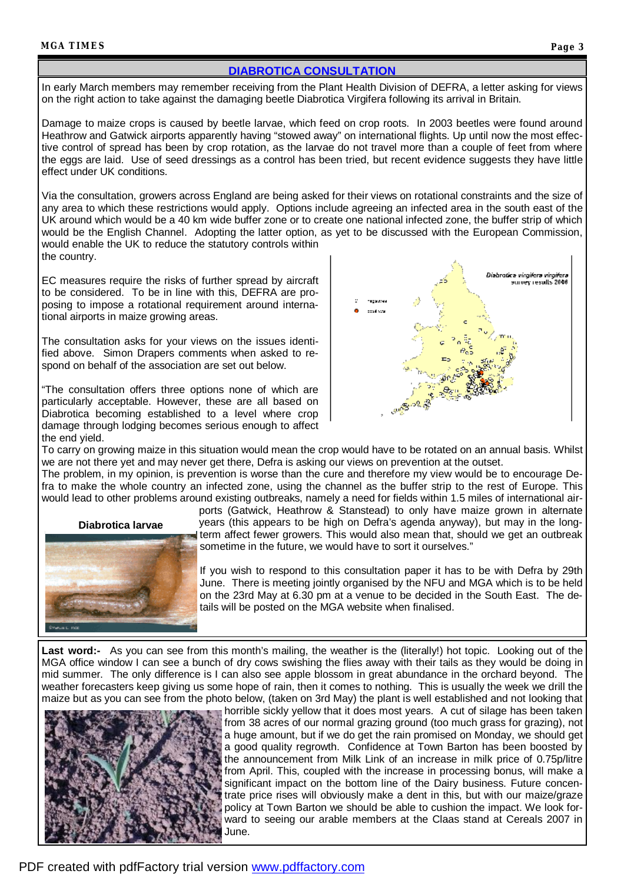## DIABROTICA CONSULTATION

In early March members may remember receiving from the Plant Health Division of DEFRA, a letter asking for views on the right action to take against the damaging beetle Diabrotica Virgifera following its arrival in Britain.

Damage to maize crops is caused by beetle larvae, which feed on crop roots. In 2003 beetles were found around Heathrow and Gatwick airports apparently having "stowed away" on international flights. Up until now the most effective control of spread has been by crop rotation, as the larvae do not travel more than a couple of feet from where the eggs are laid. Use of seed dressings as a control has been tried, but recent evidence suggests they have little effect under UK conditions.

Via the consultation, growers across England are being asked for their views on rotational constraints and the size of any area to which these restrictions would apply. Options include agreeing an infected area in the south east of the UK around which would be a 40 km wide buffer zone or to create one national infected zone, the buffer strip of which would be the English Channel. Adopting the latter option, as yet to be discussed with the European Commission, would enable the UK to reduce the statutory controls within the country.

Diabrotica virgifera virgifera survey results 2006

EC measures require the risks of further spread by aircraft to be considered. To be in line with this, DEFRA are proposing to impose a rotational requirement around international airports in maize growing areas.

The consultation asks for your views on the issues identified above. Simon Drapers comments when asked to respond on behalf of the association are set out below.

"The consultation offers three options none of which are particularly acceptable. However, these are all based on Diabrotica becoming established to a level where crop damage through lodging becomes serious enough to affect the end yield.
To carry on growing maize in this situation would mean the crop would have to be rotated on an annual basis. Whilst we are not there yet and may never get there, Defra is asking our views on prevention at the outset.
The problem, in my opinion, is prevention is worse than the cure and therefore my view would be to encourage Defra to make the whole country an infected zone, using the channel as the buffer strip to the rest of Europe. This would lead to other problems around existing outbreaks, namely a need for fields within 1.5 miles of international airports (Gatwick, Heathrow & Stanstead) to only have maize grown in alternate years (this appears to be high on Defra's agenda anyway), but may in the long-term affect fewer growers. This would also mean that, should we get an outbreak sometime in the future, we would have to sort it ourselves."

**Diabrotica larvae**

If you wish to respond to this consultation paper it has to be with Defra by 29th June. There is meeting jointly organised by the NFU and MGA which is to be held on the 23rd May at 6.30 pm at a venue to be decided in the South East. The details will be posted on the MGA website when finalised.

**Last word:-** As you can see from this month's mailing, the weather is the (literally!) hot topic. Looking out of the MGA office window I can see a bunch of dry cows swishing the flies away with their tails as they would be doing in mid summer. The only difference is I can also see apple blossom in great abundance in the orchard beyond. The weather forecasters keep giving us some hope of rain, then it comes to nothing. This is usually the week we drill the maize but as you can see from the photo below, (taken on 3rd May) the plant is well established and not looking that horrible sickly yellow that it does most years. A cut of silage has been taken from 38 acres of our normal grazing ground (too much grass for grazing), not a huge amount, but if we do get the rain promised on Monday, we should get a good quality regrowth. Confidence at Town Barton has been boosted by the announcement from Milk Link of an increase in milk price of 0.75p/litre from April. This, coupled with the increase in processing bonus, will make a significant impact on the bottom line of the Dairy business. Future concentrate price rises will obviously make a dent in this, but with our maize/graze policy at Town Barton we should be able to cushion the impact. We look forward to seeing our arable members at the Claas stand at Cereals 2007 in June.